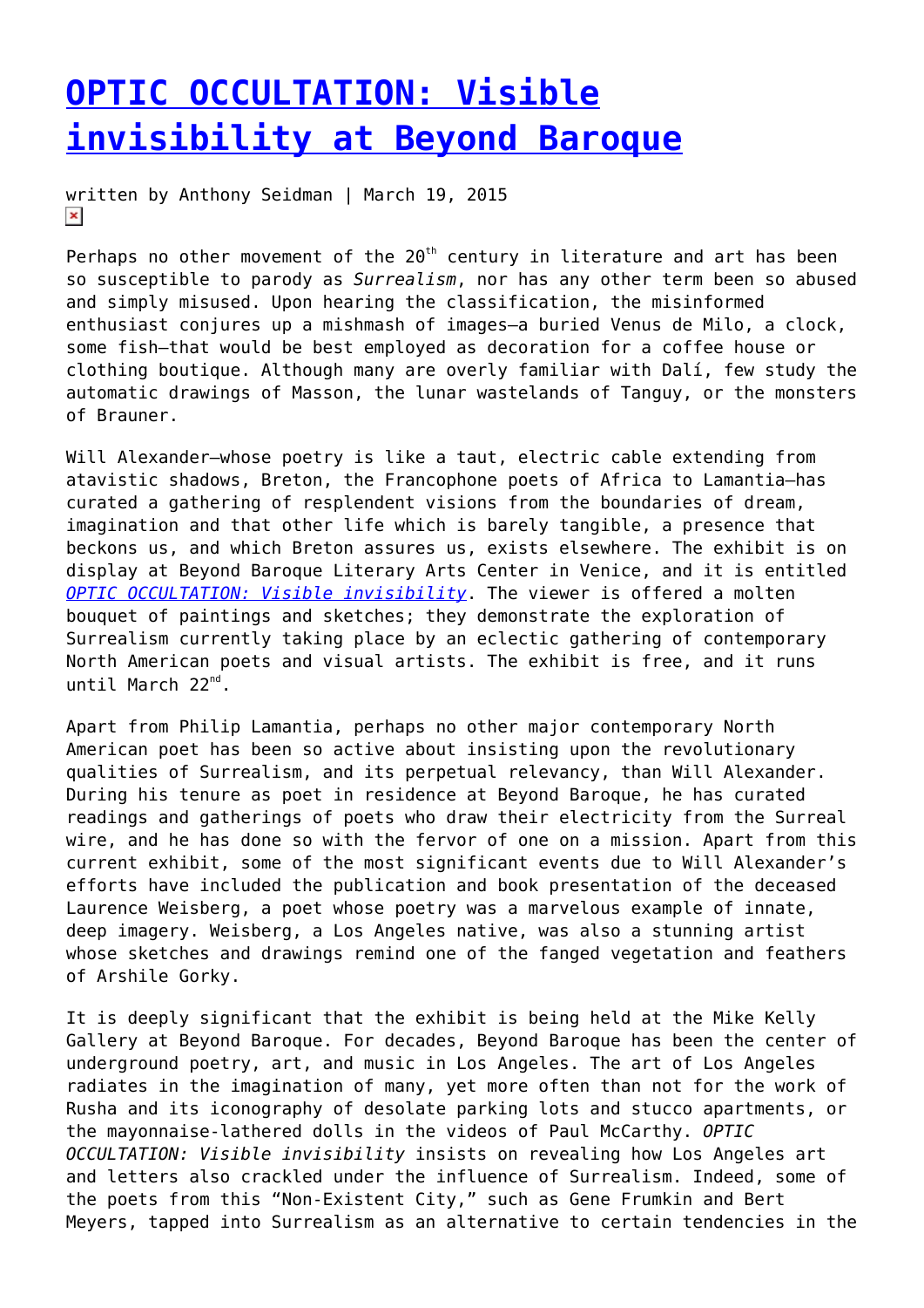# OPTIC OCCULTATION: Visible invisibility at Beyond Baroque

written by Anthony Seidman | March 19, 2015

Perhaps no other movement of the 20th century in literature and art has been so susceptible to parody as *Surrealism*, nor has any other term been so abused and simply misused. Upon hearing the classification, the misinformed enthusiast conjures up a mishmash of images—a buried Venus de Milo, a clock, some fish—that would be best employed as decoration for a coffee house or clothing boutique. Although many are overly familiar with Dalí, few study the automatic drawings of Masson, the lunar wastelands of Tanguy, or the monsters of Brauner.

Will Alexander—whose poetry is like a taut, electric cable extending from atavistic shadows, Breton, the Francophone poets of Africa to Lamantia—has curated a gathering of resplendent visions from the boundaries of dream, imagination and that other life which is barely tangible, a presence that beckons us, and which Breton assures us, exists elsewhere. The exhibit is on display at Beyond Baroque Literary Arts Center in Venice, and it is entitled *OPTIC OCCULTATION: Visible invisibility*. The viewer is offered a molten bouquet of paintings and sketches; they demonstrate the exploration of Surrealism currently taking place by an eclectic gathering of contemporary North American poets and visual artists. The exhibit is free, and it runs until March 22nd.

Apart from Philip Lamantia, perhaps no other major contemporary North American poet has been so active about insisting upon the revolutionary qualities of Surrealism, and its perpetual relevancy, than Will Alexander. During his tenure as poet in residence at Beyond Baroque, he has curated readings and gatherings of poets who draw their electricity from the Surreal wire, and he has done so with the fervor of one on a mission. Apart from this current exhibit, some of the most significant events due to Will Alexander's efforts have included the publication and book presentation of the deceased Laurence Weisberg, a poet whose poetry was a marvelous example of innate, deep imagery. Weisberg, a Los Angeles native, was also a stunning artist whose sketches and drawings remind one of the fanged vegetation and feathers of Arshile Gorky.

It is deeply significant that the exhibit is being held at the Mike Kelly Gallery at Beyond Baroque. For decades, Beyond Baroque has been the center of underground poetry, art, and music in Los Angeles. The art of Los Angeles radiates in the imagination of many, yet more often than not for the work of Rusha and its iconography of desolate parking lots and stucco apartments, or the mayonnaise-lathered dolls in the videos of Paul McCarthy. *OPTIC OCCULTATION: Visible invisibility* insists on revealing how Los Angeles art and letters also crackled under the influence of Surrealism. Indeed, some of the poets from this "Non-Existent City," such as Gene Frumkin and Bert Meyers, tapped into Surrealism as an alternative to certain tendencies in the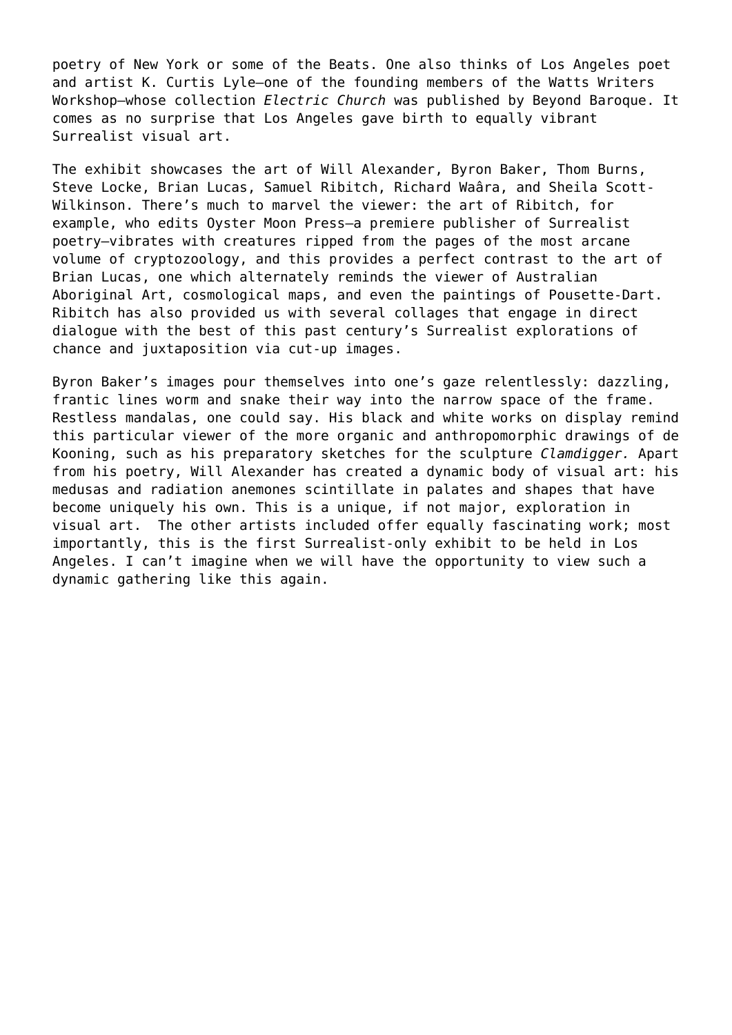poetry of New York or some of the Beats. One also thinks of Los Angeles poet and artist K. Curtis Lyle—one of the founding members of the Watts Writers Workshop—whose collection *Electric Church* was published by Beyond Baroque. It comes as no surprise that Los Angeles gave birth to equally vibrant Surrealist visual art.

The exhibit showcases the art of Will Alexander, Byron Baker, Thom Burns, Steve Locke, Brian Lucas, Samuel Ribitch, Richard Waâra, and Sheila Scott-Wilkinson. There's much to marvel the viewer: the art of Ribitch, for example, who edits Oyster Moon Press—a premiere publisher of Surrealist poetry—vibrates with creatures ripped from the pages of the most arcane volume of cryptozoology, and this provides a perfect contrast to the art of Brian Lucas, one which alternately reminds the viewer of Australian Aboriginal Art, cosmological maps, and even the paintings of Pousette-Dart. Ribitch has also provided us with several collages that engage in direct dialogue with the best of this past century's Surrealist explorations of chance and juxtaposition via cut-up images.

Byron Baker's images pour themselves into one's gaze relentlessly: dazzling, frantic lines worm and snake their way into the narrow space of the frame. Restless mandalas, one could say. His black and white works on display remind this particular viewer of the more organic and anthropomorphic drawings of de Kooning, such as his preparatory sketches for the sculpture *Clamdigger.* Apart from his poetry, Will Alexander has created a dynamic body of visual art: his medusas and radiation anemones scintillate in palates and shapes that have become uniquely his own. This is a unique, if not major, exploration in visual art. The other artists included offer equally fascinating work; most importantly, this is the first Surrealist-only exhibit to be held in Los Angeles. I can't imagine when we will have the opportunity to view such a dynamic gathering like this again.